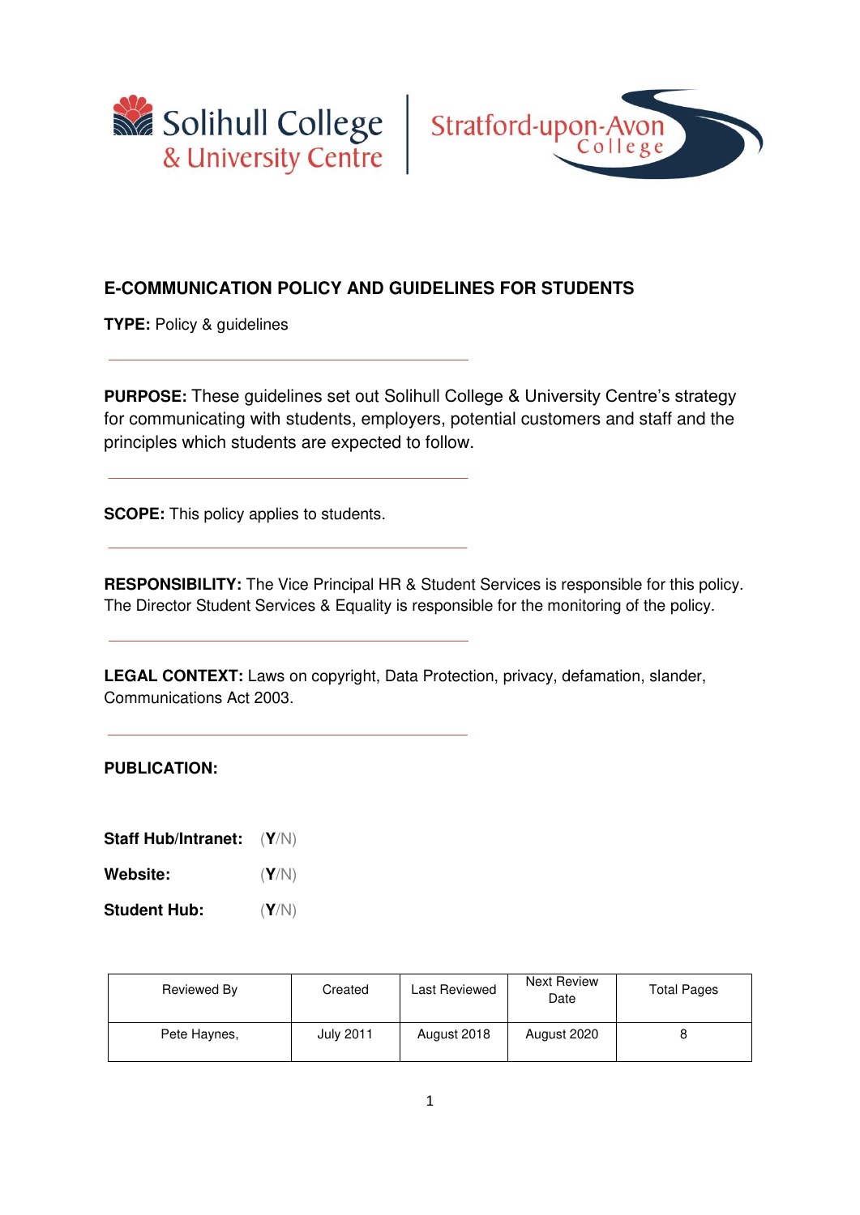# E-COMMUNICATION POLICY AND GUIDELINES FOR STUDENTS

**TYPE:** Policy & guidelines

---

**PURPOSE:** These guidelines set out Solihull College & University Centre's strategy for communicating with students, employers, potential customers and staff and the principles which students are expected to follow.

---

**SCOPE:** This policy applies to students.

---

**RESPONSIBILITY:** The Vice Principal HR & Student Services is responsible for this policy. The Director Student Services & Equality is responsible for the monitoring of the policy.

---

**LEGAL CONTEXT:** Laws on copyright, Data Protection, privacy, defamation, slander, Communications Act 2003.

---

**PUBLICATION:**

**Staff Hub/Intranet:** (**Y**/N)

**Website:** (**Y**/N)

**Student Hub:** (**Y**/N)

| Reviewed By | Created | Last Reviewed | Next Review Date | Total Pages |
|---|---|---|---|---|
| Pete Haynes, | July 2011 | August 2018 | August 2020 | 8 |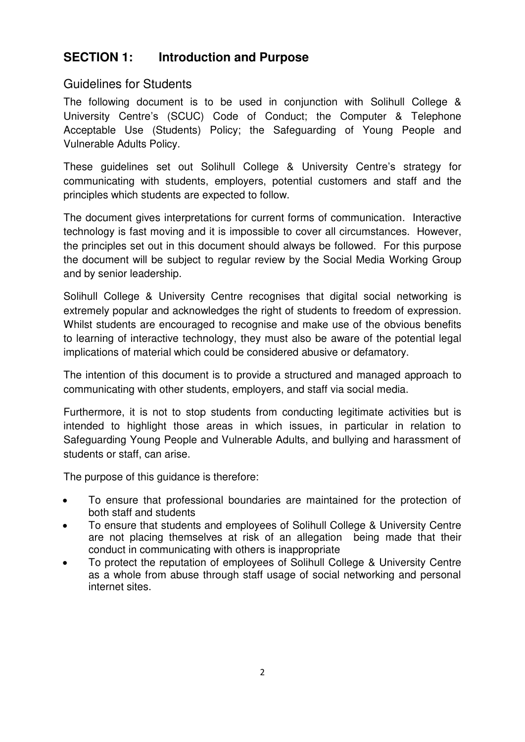## SECTION 1: Introduction and Purpose

### Guidelines for Students

The following document is to be used in conjunction with Solihull College & University Centre's (SCUC) Code of Conduct; the Computer & Telephone Acceptable Use (Students) Policy; the Safeguarding of Young People and Vulnerable Adults Policy.

These guidelines set out Solihull College & University Centre's strategy for communicating with students, employers, potential customers and staff and the principles which students are expected to follow.

The document gives interpretations for current forms of communication. Interactive technology is fast moving and it is impossible to cover all circumstances. However, the principles set out in this document should always be followed. For this purpose the document will be subject to regular review by the Social Media Working Group and by senior leadership.

Solihull College & University Centre recognises that digital social networking is extremely popular and acknowledges the right of students to freedom of expression. Whilst students are encouraged to recognise and make use of the obvious benefits to learning of interactive technology, they must also be aware of the potential legal implications of material which could be considered abusive or defamatory.

The intention of this document is to provide a structured and managed approach to communicating with other students, employers, and staff via social media.

Furthermore, it is not to stop students from conducting legitimate activities but is intended to highlight those areas in which issues, in particular in relation to Safeguarding Young People and Vulnerable Adults, and bullying and harassment of students or staff, can arise.

The purpose of this guidance is therefore:

- To ensure that professional boundaries are maintained for the protection of both staff and students
- To ensure that students and employees of Solihull College & University Centre are not placing themselves at risk of an allegation being made that their conduct in communicating with others is inappropriate
- To protect the reputation of employees of Solihull College & University Centre as a whole from abuse through staff usage of social networking and personal internet sites.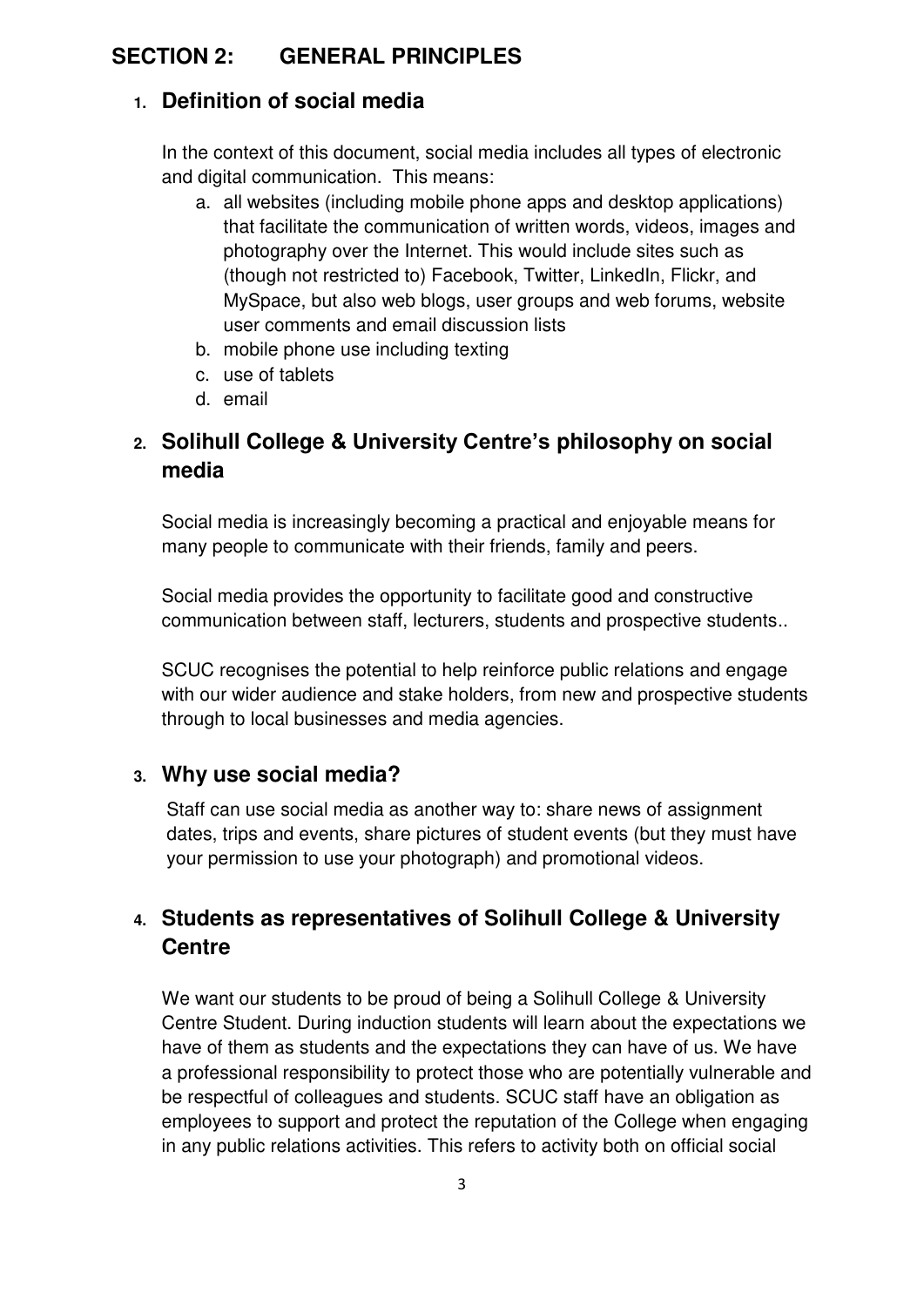## SECTION 2: GENERAL PRINCIPLES

### 1. Definition of social media

In the context of this document, social media includes all types of electronic and digital communication. This means:

a. all websites (including mobile phone apps and desktop applications) that facilitate the communication of written words, videos, images and photography over the Internet. This would include sites such as (though not restricted to) Facebook, Twitter, LinkedIn, Flickr, and MySpace, but also web blogs, user groups and web forums, website user comments and email discussion lists
b. mobile phone use including texting
c. use of tablets
d. email

### 2. Solihull College & University Centre's philosophy on social media

Social media is increasingly becoming a practical and enjoyable means for many people to communicate with their friends, family and peers.

Social media provides the opportunity to facilitate good and constructive communication between staff, lecturers, students and prospective students..

SCUC recognises the potential to help reinforce public relations and engage with our wider audience and stake holders, from new and prospective students through to local businesses and media agencies.

### 3. Why use social media?

Staff can use social media as another way to: share news of assignment dates, trips and events, share pictures of student events (but they must have your permission to use your photograph) and promotional videos.

### 4. Students as representatives of Solihull College & University Centre

We want our students to be proud of being a Solihull College & University Centre Student. During induction students will learn about the expectations we have of them as students and the expectations they can have of us. We have a professional responsibility to protect those who are potentially vulnerable and be respectful of colleagues and students. SCUC staff have an obligation as employees to support and protect the reputation of the College when engaging in any public relations activities. This refers to activity both on official social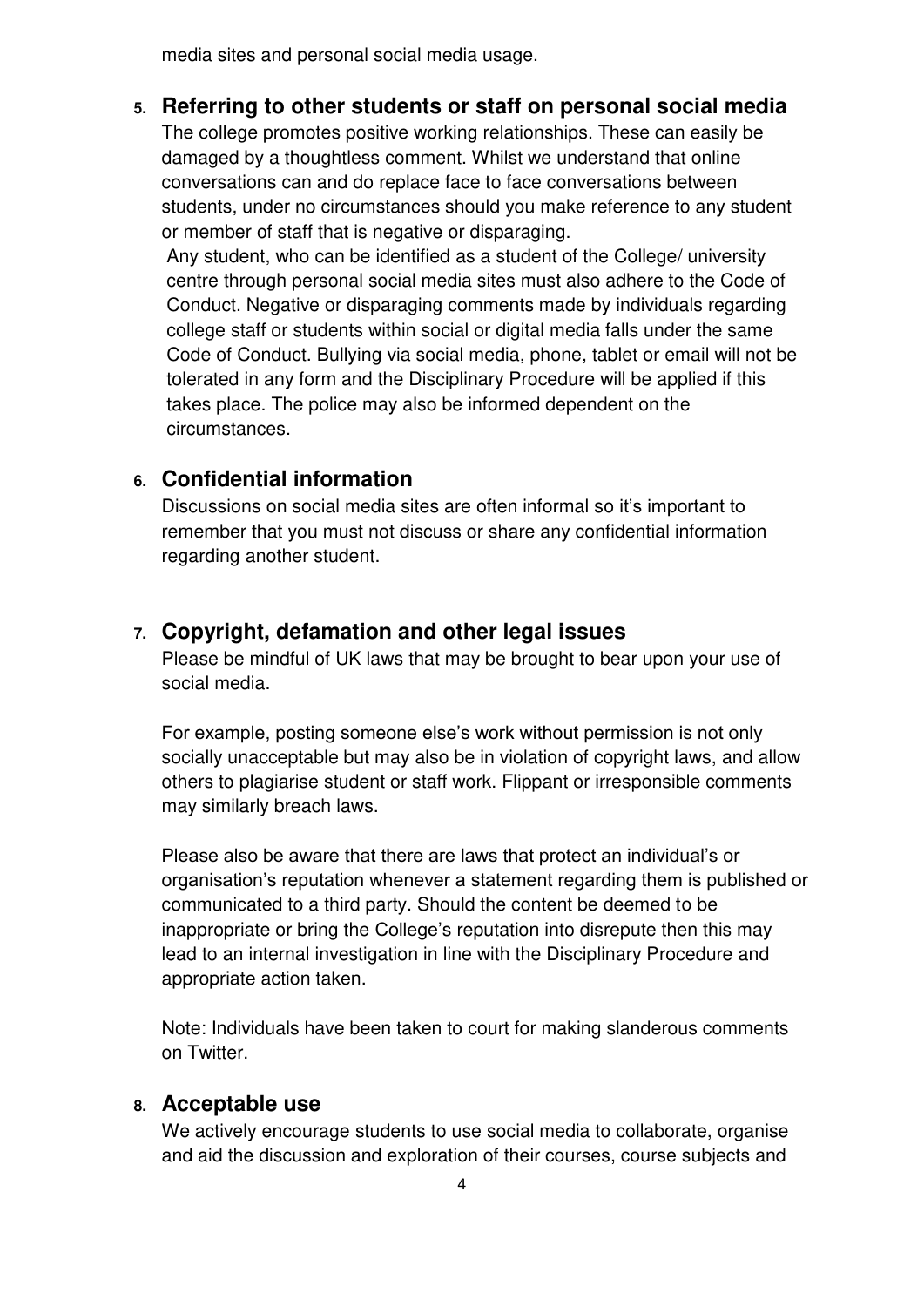media sites and personal social media usage.

## 5. Referring to other students or staff on personal social media

The college promotes positive working relationships. These can easily be damaged by a thoughtless comment. Whilst we understand that online conversations can and do replace face to face conversations between students, under no circumstances should you make reference to any student or member of staff that is negative or disparaging.

Any student, who can be identified as a student of the College/ university centre through personal social media sites must also adhere to the Code of Conduct. Negative or disparaging comments made by individuals regarding college staff or students within social or digital media falls under the same Code of Conduct. Bullying via social media, phone, tablet or email will not be tolerated in any form and the Disciplinary Procedure will be applied if this takes place. The police may also be informed dependent on the circumstances.

## 6. Confidential information

Discussions on social media sites are often informal so it's important to remember that you must not discuss or share any confidential information regarding another student.

## 7. Copyright, defamation and other legal issues

Please be mindful of UK laws that may be brought to bear upon your use of social media.

For example, posting someone else's work without permission is not only socially unacceptable but may also be in violation of copyright laws, and allow others to plagiarise student or staff work. Flippant or irresponsible comments may similarly breach laws.

Please also be aware that there are laws that protect an individual's or organisation's reputation whenever a statement regarding them is published or communicated to a third party. Should the content be deemed to be inappropriate or bring the College's reputation into disrepute then this may lead to an internal investigation in line with the Disciplinary Procedure and appropriate action taken.

Note: Individuals have been taken to court for making slanderous comments on Twitter.

## 8. Acceptable use

We actively encourage students to use social media to collaborate, organise and aid the discussion and exploration of their courses, course subjects and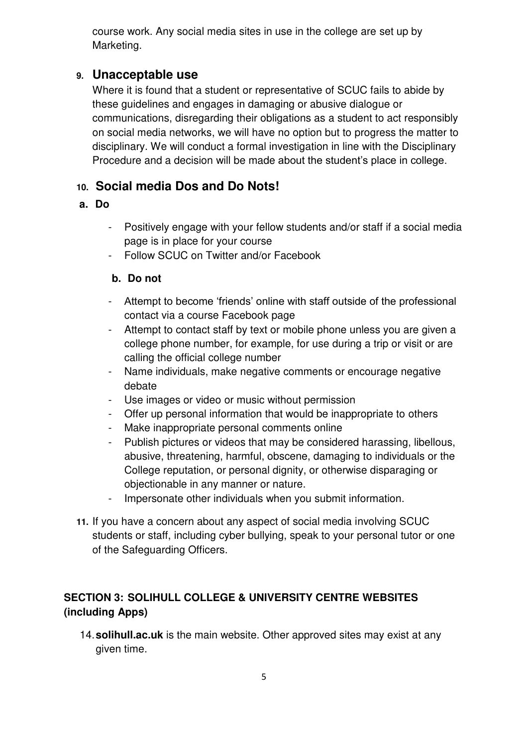course work. Any social media sites in use in the college are set up by Marketing.

## 9. Unacceptable use

Where it is found that a student or representative of SCUC fails to abide by these guidelines and engages in damaging or abusive dialogue or communications, disregarding their obligations as a student to act responsibly on social media networks, we will have no option but to progress the matter to disciplinary. We will conduct a formal investigation in line with the Disciplinary Procedure and a decision will be made about the student's place in college.

## 10. Social media Dos and Do Nots!

**a. Do**

- Positively engage with your fellow students and/or staff if a social media page is in place for your course
- Follow SCUC on Twitter and/or Facebook

**b. Do not**

- Attempt to become 'friends' online with staff outside of the professional contact via a course Facebook page
- Attempt to contact staff by text or mobile phone unless you are given a college phone number, for example, for use during a trip or visit or are calling the official college number
- Name individuals, make negative comments or encourage negative debate
- Use images or video or music without permission
- Offer up personal information that would be inappropriate to others
- Make inappropriate personal comments online
- Publish pictures or videos that may be considered harassing, libellous, abusive, threatening, harmful, obscene, damaging to individuals or the College reputation, or personal dignity, or otherwise disparaging or objectionable in any manner or nature.
- Impersonate other individuals when you submit information.

**11.** If you have a concern about any aspect of social media involving SCUC students or staff, including cyber bullying, speak to your personal tutor or one of the Safeguarding Officers.

## SECTION 3: SOLIHULL COLLEGE & UNIVERSITY CENTRE WEBSITES (including Apps)

14. **solihull.ac.uk** is the main website. Other approved sites may exist at any given time.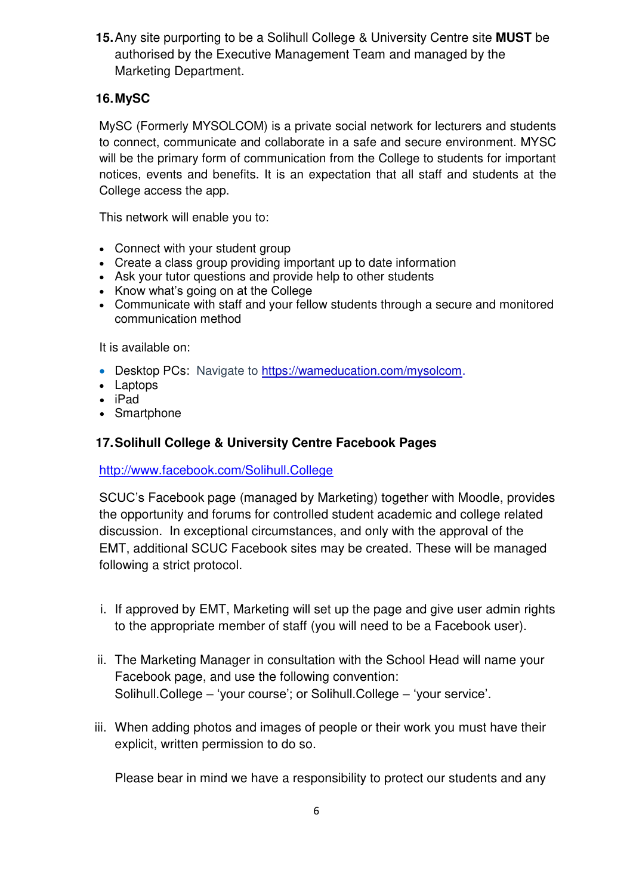15. Any site purporting to be a Solihull College & University Centre site **MUST** be authorised by the Executive Management Team and managed by the Marketing Department.

## 16. MySC

MySC (Formerly MYSOLCOM) is a private social network for lecturers and students to connect, communicate and collaborate in a safe and secure environment. MYSC will be the primary form of communication from the College to students for important notices, events and benefits. It is an expectation that all staff and students at the College access the app.

This network will enable you to:

- Connect with your student group
- Create a class group providing important up to date information
- Ask your tutor questions and provide help to other students
- Know what's going on at the College
- Communicate with staff and your fellow students through a secure and monitored communication method

It is available on:

- Desktop PCs: Navigate to https://wameducation.com/mysolcom.
- Laptops
- iPad
- Smartphone

## 17. Solihull College & University Centre Facebook Pages

http://www.facebook.com/Solihull.College

SCUC's Facebook page (managed by Marketing) together with Moodle, provides the opportunity and forums for controlled student academic and college related discussion. In exceptional circumstances, and only with the approval of the EMT, additional SCUC Facebook sites may be created. These will be managed following a strict protocol.

i. If approved by EMT, Marketing will set up the page and give user admin rights to the appropriate member of staff (you will need to be a Facebook user).

ii. The Marketing Manager in consultation with the School Head will name your Facebook page, and use the following convention: Solihull.College – 'your course'; or Solihull.College – 'your service'.

iii. When adding photos and images of people or their work you must have their explicit, written permission to do so.

Please bear in mind we have a responsibility to protect our students and any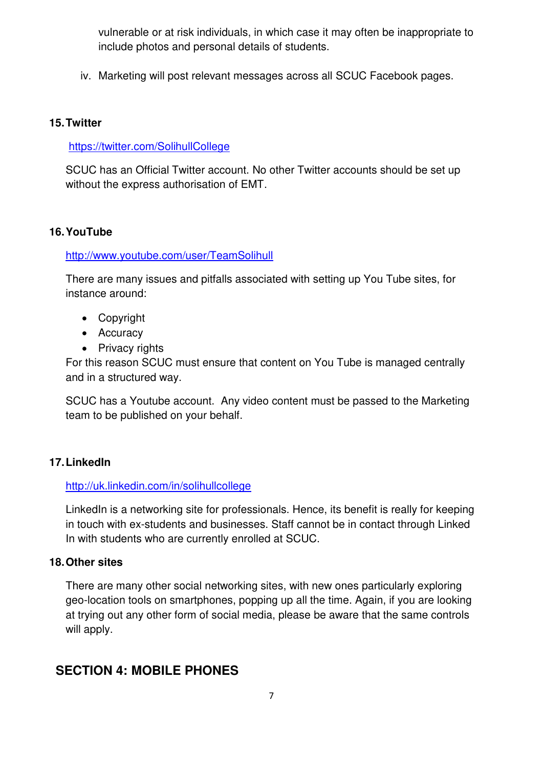vulnerable or at risk individuals, in which case it may often be inappropriate to include photos and personal details of students.

iv. Marketing will post relevant messages across all SCUC Facebook pages.

### 15. Twitter

https://twitter.com/SolihullCollege

SCUC has an Official Twitter account. No other Twitter accounts should be set up without the express authorisation of EMT.

### 16. YouTube

http://www.youtube.com/user/TeamSolihull

There are many issues and pitfalls associated with setting up You Tube sites, for instance around:

- Copyright
- Accuracy
- Privacy rights

For this reason SCUC must ensure that content on You Tube is managed centrally and in a structured way.

SCUC has a Youtube account. Any video content must be passed to the Marketing team to be published on your behalf.

### 17. LinkedIn

http://uk.linkedin.com/in/solihullcollege

LinkedIn is a networking site for professionals. Hence, its benefit is really for keeping in touch with ex-students and businesses. Staff cannot be in contact through Linked In with students who are currently enrolled at SCUC.

### 18. Other sites

There are many other social networking sites, with new ones particularly exploring geo-location tools on smartphones, popping up all the time. Again, if you are looking at trying out any other form of social media, please be aware that the same controls will apply.

## SECTION 4: MOBILE PHONES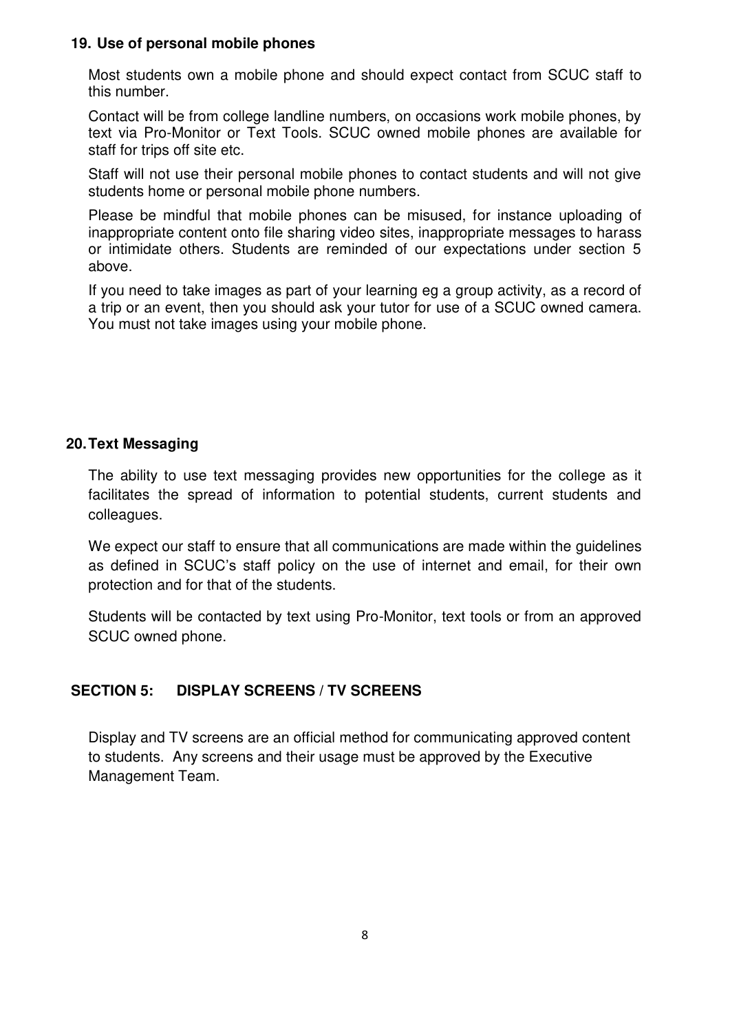### 19. Use of personal mobile phones

Most students own a mobile phone and should expect contact from SCUC staff to this number.

Contact will be from college landline numbers, on occasions work mobile phones, by text via Pro-Monitor or Text Tools. SCUC owned mobile phones are available for staff for trips off site etc.

Staff will not use their personal mobile phones to contact students and will not give students home or personal mobile phone numbers.

Please be mindful that mobile phones can be misused, for instance uploading of inappropriate content onto file sharing video sites, inappropriate messages to harass or intimidate others. Students are reminded of our expectations under section 5 above.

If you need to take images as part of your learning eg a group activity, as a record of a trip or an event, then you should ask your tutor for use of a SCUC owned camera. You must not take images using your mobile phone.

### 20. Text Messaging

The ability to use text messaging provides new opportunities for the college as it facilitates the spread of information to potential students, current students and colleagues.

We expect our staff to ensure that all communications are made within the guidelines as defined in SCUC's staff policy on the use of internet and email, for their own protection and for that of the students.

Students will be contacted by text using Pro-Monitor, text tools or from an approved SCUC owned phone.

## SECTION 5: DISPLAY SCREENS / TV SCREENS

Display and TV screens are an official method for communicating approved content to students. Any screens and their usage must be approved by the Executive Management Team.